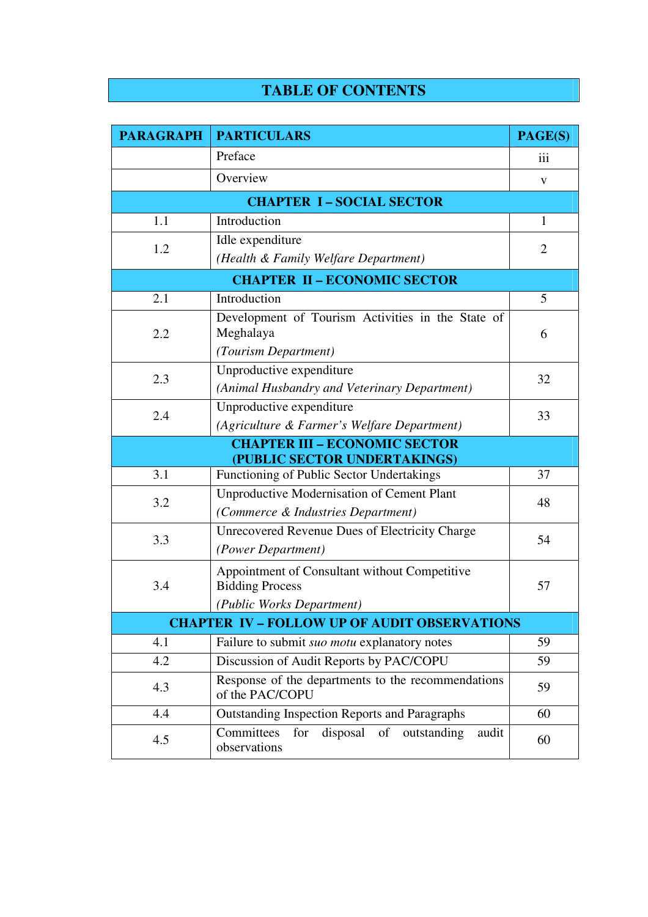# TABLE OF CONTENTS

| PARAGRAPH | PARTICULARS | PAGE(S) |
|---|---|---|
| | Preface | iii |
| | Overview | v |
| **CHAPTER I – SOCIAL SECTOR** | | |
| 1.1 | Introduction | 1 |
| 1.2 | Idle expenditure<br>*(Health & Family Welfare Department)* | 2 |
| **CHAPTER II – ECONOMIC SECTOR** | | |
| 2.1 | Introduction | 5 |
| 2.2 | Development of Tourism Activities in the State of Meghalaya<br>*(Tourism Department)* | 6 |
| 2.3 | Unproductive expenditure<br>*(Animal Husbandry and Veterinary Department)* | 32 |
| 2.4 | Unproductive expenditure<br>*(Agriculture & Farmer's Welfare Department)* | 33 |
| **CHAPTER III – ECONOMIC SECTOR (PUBLIC SECTOR UNDERTAKINGS)** | | |
| 3.1 | Functioning of Public Sector Undertakings | 37 |
| 3.2 | Unproductive Modernisation of Cement Plant<br>*(Commerce & Industries Department)* | 48 |
| 3.3 | Unrecovered Revenue Dues of Electricity Charge<br>*(Power Department)* | 54 |
| 3.4 | Appointment of Consultant without Competitive Bidding Process<br>*(Public Works Department)* | 57 |
| **CHAPTER IV – FOLLOW UP OF AUDIT OBSERVATIONS** | | |
| 4.1 | Failure to submit *suo motu* explanatory notes | 59 |
| 4.2 | Discussion of Audit Reports by PAC/COPU | 59 |
| 4.3 | Response of the departments to the recommendations of the PAC/COPU | 59 |
| 4.4 | Outstanding Inspection Reports and Paragraphs | 60 |
| 4.5 | Committees for disposal of outstanding audit observations | 60 |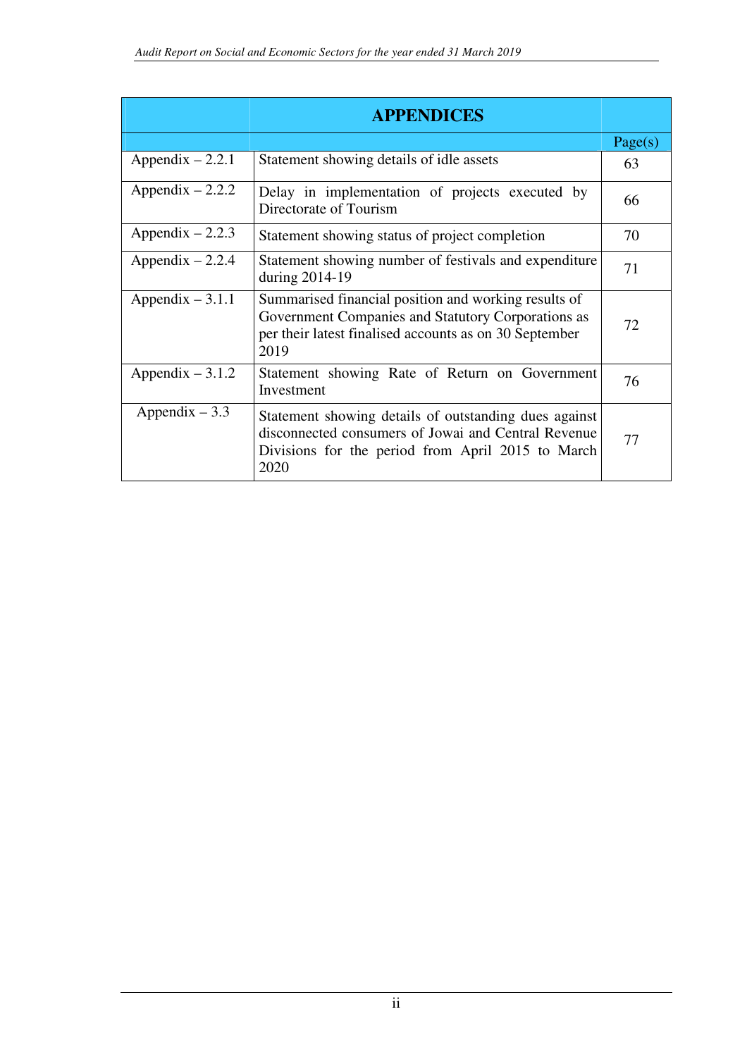| | APPENDICES | |
|---|---|---|
| | | Page(s) |
| Appendix – 2.2.1 | Statement showing details of idle assets | 63 |
| Appendix – 2.2.2 | Delay in implementation of projects executed by Directorate of Tourism | 66 |
| Appendix – 2.2.3 | Statement showing status of project completion | 70 |
| Appendix – 2.2.4 | Statement showing number of festivals and expenditure during 2014-19 | 71 |
| Appendix – 3.1.1 | Summarised financial position and working results of Government Companies and Statutory Corporations as per their latest finalised accounts as on 30 September 2019 | 72 |
| Appendix – 3.1.2 | Statement showing Rate of Return on Government Investment | 76 |
| Appendix – 3.3 | Statement showing details of outstanding dues against disconnected consumers of Jowai and Central Revenue Divisions for the period from April 2015 to March 2020 | 77 |